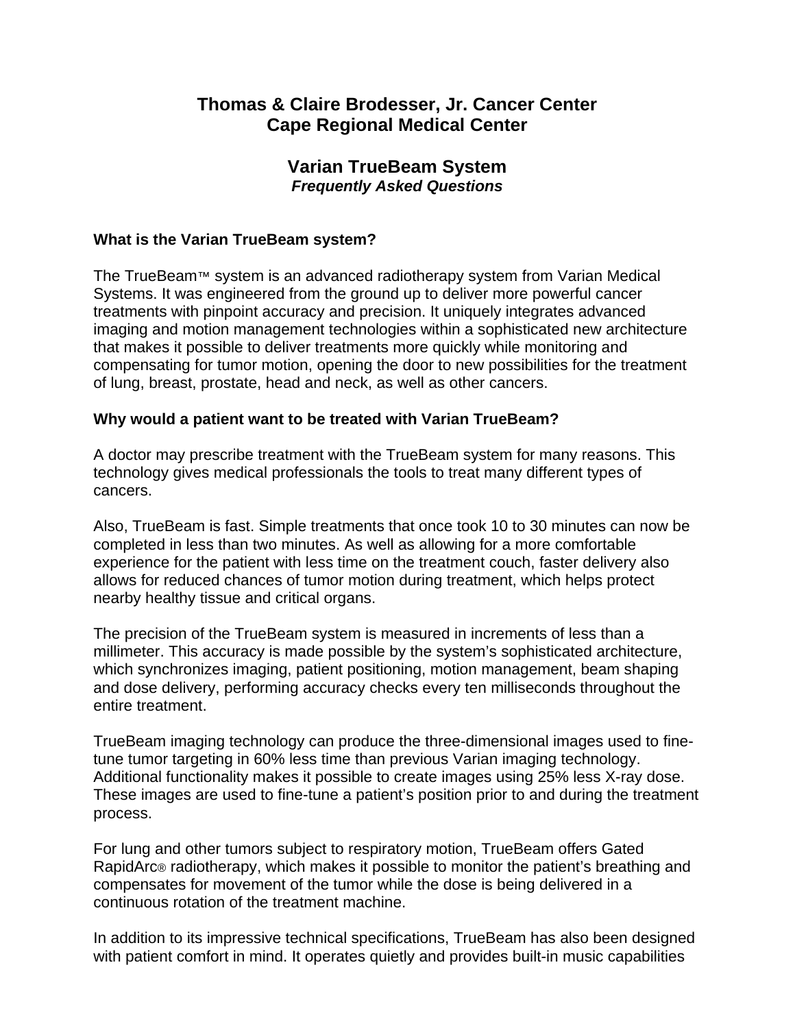# Thomas & Claire Brodesser, Jr. Cancer Center
# Cape Regional Medical Center

## Varian TrueBeam System
***Frequently Asked Questions***

**What is the Varian TrueBeam system?**

The TrueBeam™ system is an advanced radiotherapy system from Varian Medical Systems. It was engineered from the ground up to deliver more powerful cancer treatments with pinpoint accuracy and precision. It uniquely integrates advanced imaging and motion management technologies within a sophisticated new architecture that makes it possible to deliver treatments more quickly while monitoring and compensating for tumor motion, opening the door to new possibilities for the treatment of lung, breast, prostate, head and neck, as well as other cancers.

**Why would a patient want to be treated with Varian TrueBeam?**

A doctor may prescribe treatment with the TrueBeam system for many reasons. This technology gives medical professionals the tools to treat many different types of cancers.

Also, TrueBeam is fast. Simple treatments that once took 10 to 30 minutes can now be completed in less than two minutes. As well as allowing for a more comfortable experience for the patient with less time on the treatment couch, faster delivery also allows for reduced chances of tumor motion during treatment, which helps protect nearby healthy tissue and critical organs.

The precision of the TrueBeam system is measured in increments of less than a millimeter. This accuracy is made possible by the system's sophisticated architecture, which synchronizes imaging, patient positioning, motion management, beam shaping and dose delivery, performing accuracy checks every ten milliseconds throughout the entire treatment.

TrueBeam imaging technology can produce the three-dimensional images used to fine-tune tumor targeting in 60% less time than previous Varian imaging technology. Additional functionality makes it possible to create images using 25% less X-ray dose. These images are used to fine-tune a patient's position prior to and during the treatment process.

For lung and other tumors subject to respiratory motion, TrueBeam offers Gated RapidArc® radiotherapy, which makes it possible to monitor the patient's breathing and compensates for movement of the tumor while the dose is being delivered in a continuous rotation of the treatment machine.

In addition to its impressive technical specifications, TrueBeam has also been designed with patient comfort in mind. It operates quietly and provides built-in music capabilities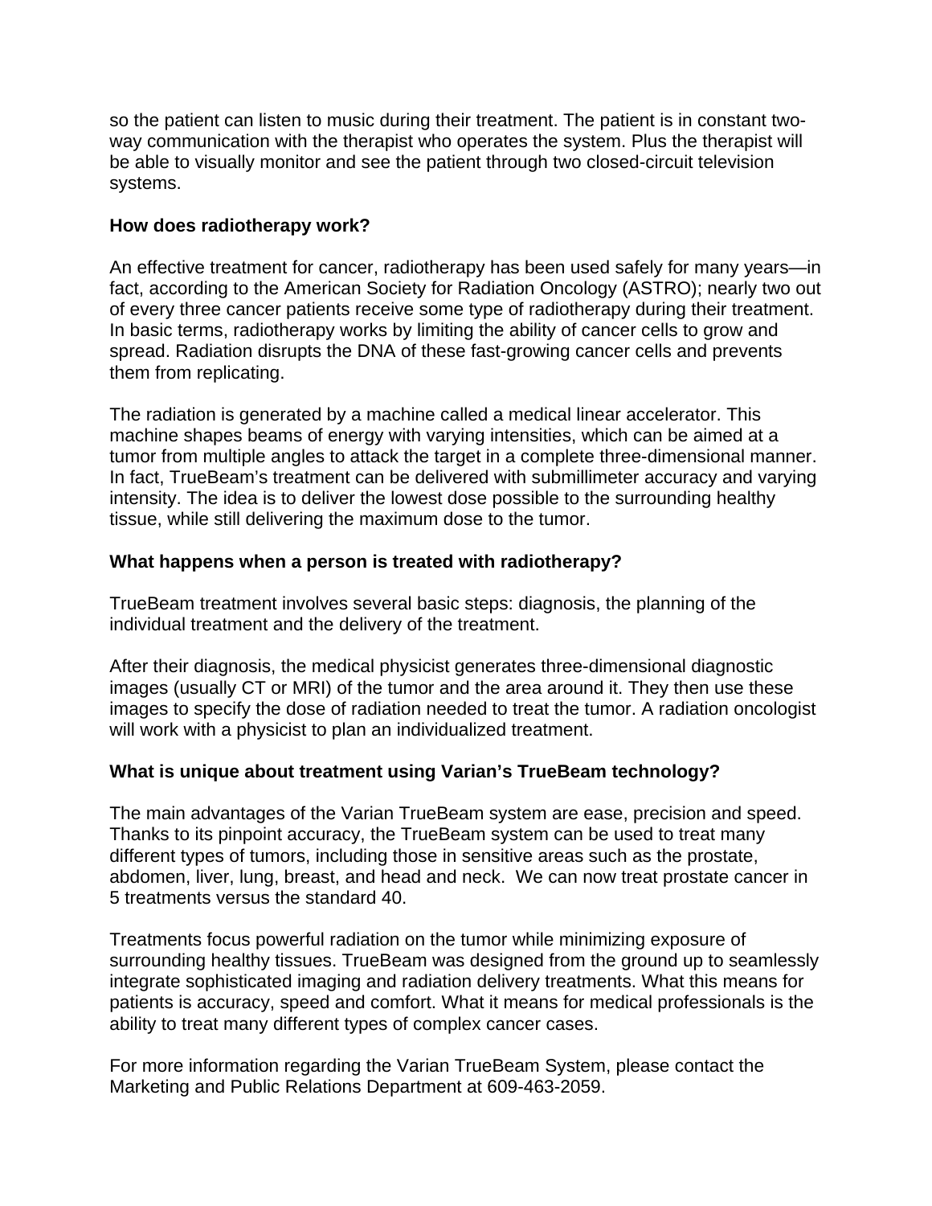so the patient can listen to music during their treatment. The patient is in constant two-way communication with the therapist who operates the system. Plus the therapist will be able to visually monitor and see the patient through two closed-circuit television systems.

**How does radiotherapy work?**

An effective treatment for cancer, radiotherapy has been used safely for many years—in fact, according to the American Society for Radiation Oncology (ASTRO); nearly two out of every three cancer patients receive some type of radiotherapy during their treatment. In basic terms, radiotherapy works by limiting the ability of cancer cells to grow and spread. Radiation disrupts the DNA of these fast-growing cancer cells and prevents them from replicating.

The radiation is generated by a machine called a medical linear accelerator. This machine shapes beams of energy with varying intensities, which can be aimed at a tumor from multiple angles to attack the target in a complete three-dimensional manner. In fact, TrueBeam's treatment can be delivered with submillimeter accuracy and varying intensity. The idea is to deliver the lowest dose possible to the surrounding healthy tissue, while still delivering the maximum dose to the tumor.

**What happens when a person is treated with radiotherapy?**

TrueBeam treatment involves several basic steps: diagnosis, the planning of the individual treatment and the delivery of the treatment.

After their diagnosis, the medical physicist generates three-dimensional diagnostic images (usually CT or MRI) of the tumor and the area around it. They then use these images to specify the dose of radiation needed to treat the tumor. A radiation oncologist will work with a physicist to plan an individualized treatment.

**What is unique about treatment using Varian's TrueBeam technology?**

The main advantages of the Varian TrueBeam system are ease, precision and speed. Thanks to its pinpoint accuracy, the TrueBeam system can be used to treat many different types of tumors, including those in sensitive areas such as the prostate, abdomen, liver, lung, breast, and head and neck. We can now treat prostate cancer in 5 treatments versus the standard 40.

Treatments focus powerful radiation on the tumor while minimizing exposure of surrounding healthy tissues. TrueBeam was designed from the ground up to seamlessly integrate sophisticated imaging and radiation delivery treatments. What this means for patients is accuracy, speed and comfort. What it means for medical professionals is the ability to treat many different types of complex cancer cases.

For more information regarding the Varian TrueBeam System, please contact the Marketing and Public Relations Department at 609-463-2059.